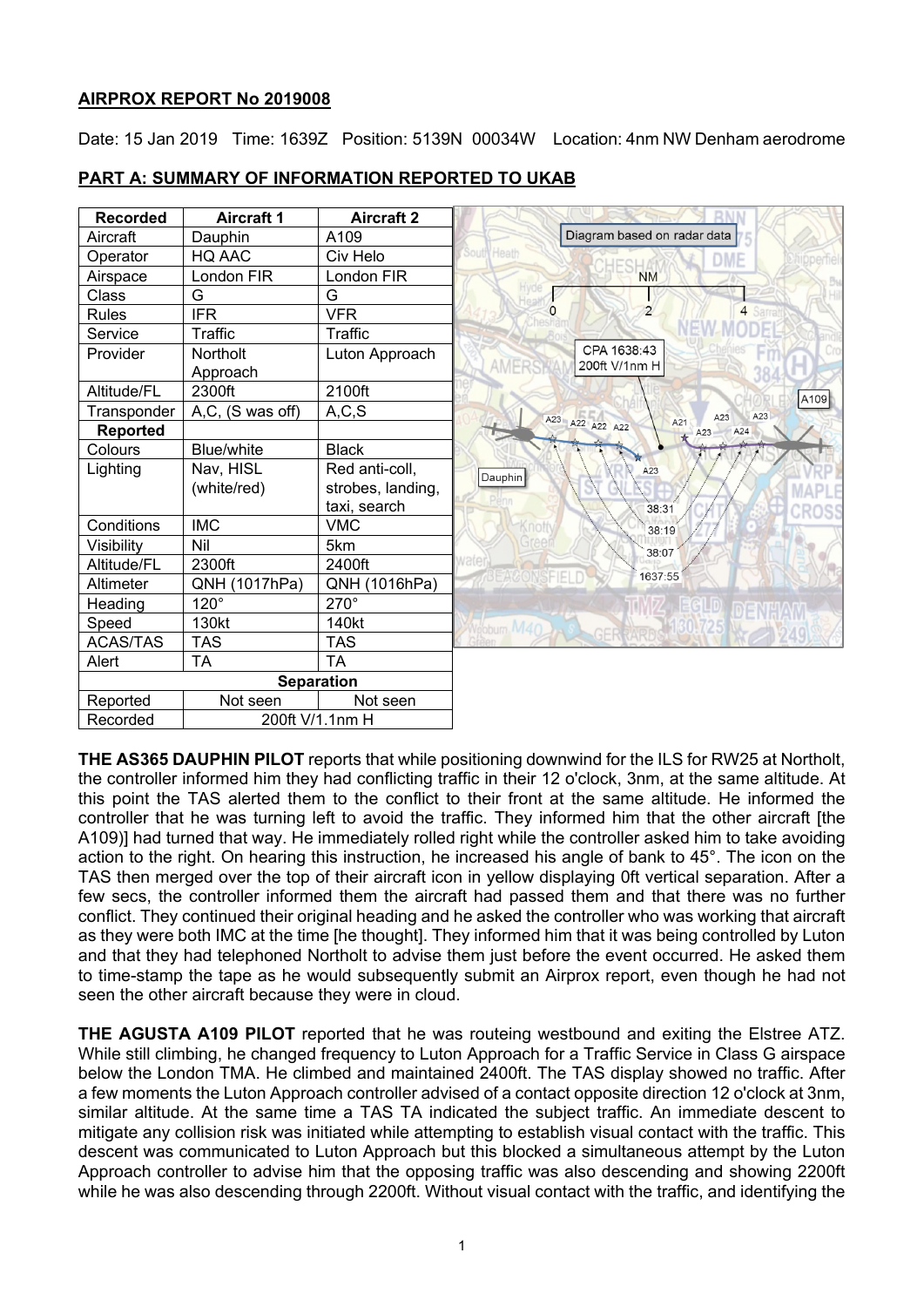**AIRPROX REPORT No 2019008**

Date: 15 Jan 2019 Time: 1639Z Position: 5139N 00034W Location: 4nm NW Denham aerodrome

**PART A: SUMMARY OF INFORMATION REPORTED TO UKAB**

| Recorded | Aircraft 1 | Aircraft 2 |
|---|---|---|
| Aircraft | Dauphin | A109 |
| Operator | HQ AAC | Civ Helo |
| Airspace | London FIR | London FIR |
| Class | G | G |
| Rules | IFR | VFR |
| Service | Traffic | Traffic |
| Provider | Northolt Approach | Luton Approach |
| Altitude/FL | 2300ft | 2100ft |
| Transponder | A,C, (S was off) | A,C,S |
| **Reported** | | |
| Colours | Blue/white | Black |
| Lighting | Nav, HISL (white/red) | Red anti-coll, strobes, landing, taxi, search |
| Conditions | IMC | VMC |
| Visibility | Nil | 5km |
| Altitude/FL | 2300ft | 2400ft |
| Altimeter | QNH (1017hPa) | QNH (1016hPa) |
| Heading | 120° | 270° |
| Speed | 130kt | 140kt |
| ACAS/TAS | TAS | TAS |
| Alert | TA | TA |
| **Separation** | | |
| Reported | Not seen | Not seen |
| Recorded | 200ft V/1.1nm H | |

Diagram based on radar data

CPA 1638:43
200ft V/1nm H

**THE AS365 DAUPHIN PILOT** reports that while positioning downwind for the ILS for RW25 at Northolt, the controller informed him they had conflicting traffic in their 12 o'clock, 3nm, at the same altitude. At this point the TAS alerted them to the conflict to their front at the same altitude. He informed the controller that he was turning left to avoid the traffic. They informed him that the other aircraft [the A109)] had turned that way. He immediately rolled right while the controller asked him to take avoiding action to the right. On hearing this instruction, he increased his angle of bank to 45°. The icon on the TAS then merged over the top of their aircraft icon in yellow displaying 0ft vertical separation. After a few secs, the controller informed them the aircraft had passed them and that there was no further conflict. They continued their original heading and he asked the controller who was working that aircraft as they were both IMC at the time [he thought]. They informed him that it was being controlled by Luton and that they had telephoned Northolt to advise them just before the event occurred. He asked them to time-stamp the tape as he would subsequently submit an Airprox report, even though he had not seen the other aircraft because they were in cloud.

**THE AGUSTA A109 PILOT** reported that he was routeing westbound and exiting the Elstree ATZ. While still climbing, he changed frequency to Luton Approach for a Traffic Service in Class G airspace below the London TMA. He climbed and maintained 2400ft. The TAS display showed no traffic. After a few moments the Luton Approach controller advised of a contact opposite direction 12 o'clock at 3nm, similar altitude. At the same time a TAS TA indicated the subject traffic. An immediate descent to mitigate any collision risk was initiated while attempting to establish visual contact with the traffic. This descent was communicated to Luton Approach but this blocked a simultaneous attempt by the Luton Approach controller to advise him that the opposing traffic was also descending and showing 2200ft while he was also descending through 2200ft. Without visual contact with the traffic, and identifying the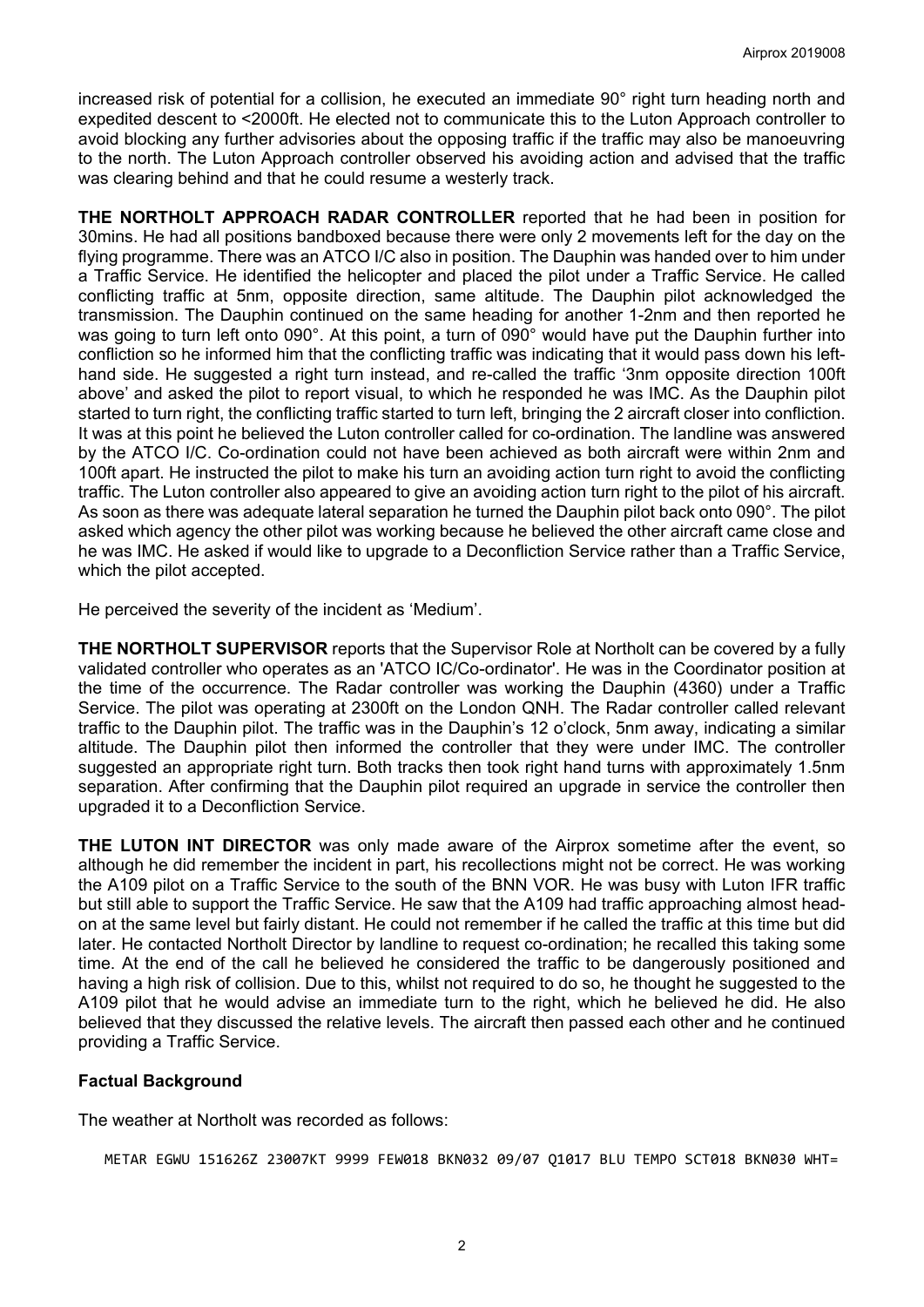increased risk of potential for a collision, he executed an immediate 90° right turn heading north and expedited descent to <2000ft. He elected not to communicate this to the Luton Approach controller to avoid blocking any further advisories about the opposing traffic if the traffic may also be manoeuvring to the north. The Luton Approach controller observed his avoiding action and advised that the traffic was clearing behind and that he could resume a westerly track.

**THE NORTHOLT APPROACH RADAR CONTROLLER** reported that he had been in position for 30mins. He had all positions bandboxed because there were only 2 movements left for the day on the flying programme. There was an ATCO I/C also in position. The Dauphin was handed over to him under a Traffic Service. He identified the helicopter and placed the pilot under a Traffic Service. He called conflicting traffic at 5nm, opposite direction, same altitude. The Dauphin pilot acknowledged the transmission. The Dauphin continued on the same heading for another 1-2nm and then reported he was going to turn left onto 090°. At this point, a turn of 090° would have put the Dauphin further into confliction so he informed him that the conflicting traffic was indicating that it would pass down his left-hand side. He suggested a right turn instead, and re-called the traffic '3nm opposite direction 100ft above' and asked the pilot to report visual, to which he responded he was IMC. As the Dauphin pilot started to turn right, the conflicting traffic started to turn left, bringing the 2 aircraft closer into confliction. It was at this point he believed the Luton controller called for co-ordination. The landline was answered by the ATCO I/C. Co-ordination could not have been achieved as both aircraft were within 2nm and 100ft apart. He instructed the pilot to make his turn an avoiding action turn right to avoid the conflicting traffic. The Luton controller also appeared to give an avoiding action turn right to the pilot of his aircraft. As soon as there was adequate lateral separation he turned the Dauphin pilot back onto 090°. The pilot asked which agency the other pilot was working because he believed the other aircraft came close and he was IMC. He asked if would like to upgrade to a Deconfliction Service rather than a Traffic Service, which the pilot accepted.

He perceived the severity of the incident as 'Medium'.

**THE NORTHOLT SUPERVISOR** reports that the Supervisor Role at Northolt can be covered by a fully validated controller who operates as an 'ATCO IC/Co-ordinator'. He was in the Coordinator position at the time of the occurrence. The Radar controller was working the Dauphin (4360) under a Traffic Service. The pilot was operating at 2300ft on the London QNH. The Radar controller called relevant traffic to the Dauphin pilot. The traffic was in the Dauphin's 12 o'clock, 5nm away, indicating a similar altitude. The Dauphin pilot then informed the controller that they were under IMC. The controller suggested an appropriate right turn. Both tracks then took right hand turns with approximately 1.5nm separation. After confirming that the Dauphin pilot required an upgrade in service the controller then upgraded it to a Deconfliction Service.

**THE LUTON INT DIRECTOR** was only made aware of the Airprox sometime after the event, so although he did remember the incident in part, his recollections might not be correct. He was working the A109 pilot on a Traffic Service to the south of the BNN VOR. He was busy with Luton IFR traffic but still able to support the Traffic Service. He saw that the A109 had traffic approaching almost head-on at the same level but fairly distant. He could not remember if he called the traffic at this time but did later. He contacted Northolt Director by landline to request co-ordination; he recalled this taking some time. At the end of the call he believed he considered the traffic to be dangerously positioned and having a high risk of collision. Due to this, whilst not required to do so, he thought he suggested to the A109 pilot that he would advise an immediate turn to the right, which he believed he did. He also believed that they discussed the relative levels. The aircraft then passed each other and he continued providing a Traffic Service.

## Factual Background

The weather at Northolt was recorded as follows:

```
METAR EGWU 151626Z 23007KT 9999 FEW018 BKN032 09/07 Q1017 BLU TEMPO SCT018 BKN030 WHT=
```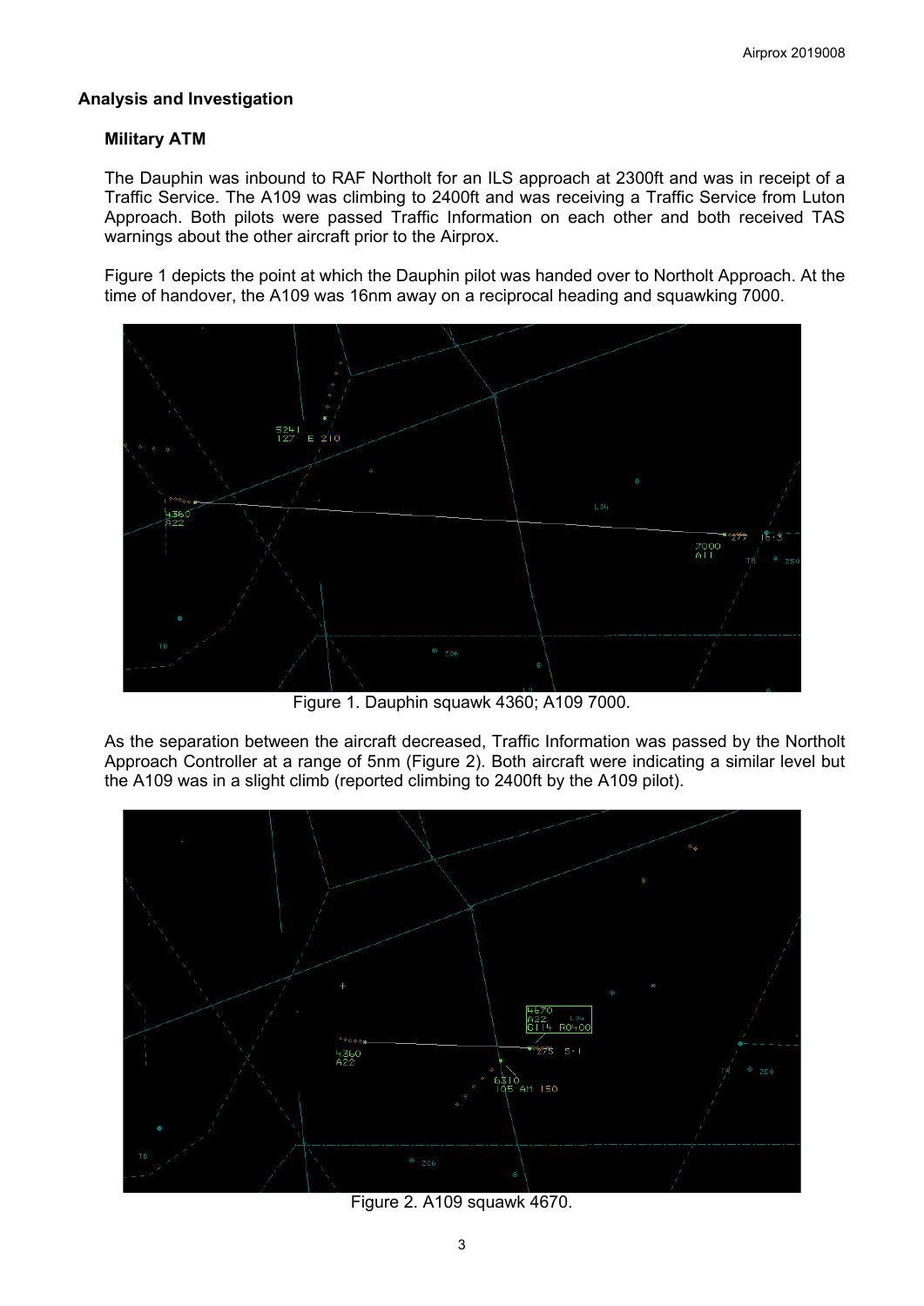## Analysis and Investigation

### Military ATM

The Dauphin was inbound to RAF Northolt for an ILS approach at 2300ft and was in receipt of a Traffic Service. The A109 was climbing to 2400ft and was receiving a Traffic Service from Luton Approach. Both pilots were passed Traffic Information on each other and both received TAS warnings about the other aircraft prior to the Airprox.

Figure 1 depicts the point at which the Dauphin pilot was handed over to Northolt Approach. At the time of handover, the A109 was 16nm away on a reciprocal heading and squawking 7000.

Figure 1. Dauphin squawk 4360; A109 7000.

As the separation between the aircraft decreased, Traffic Information was passed by the Northolt Approach Controller at a range of 5nm (Figure 2). Both aircraft were indicating a similar level but the A109 was in a slight climb (reported climbing to 2400ft by the A109 pilot).

Figure 2. A109 squawk 4670.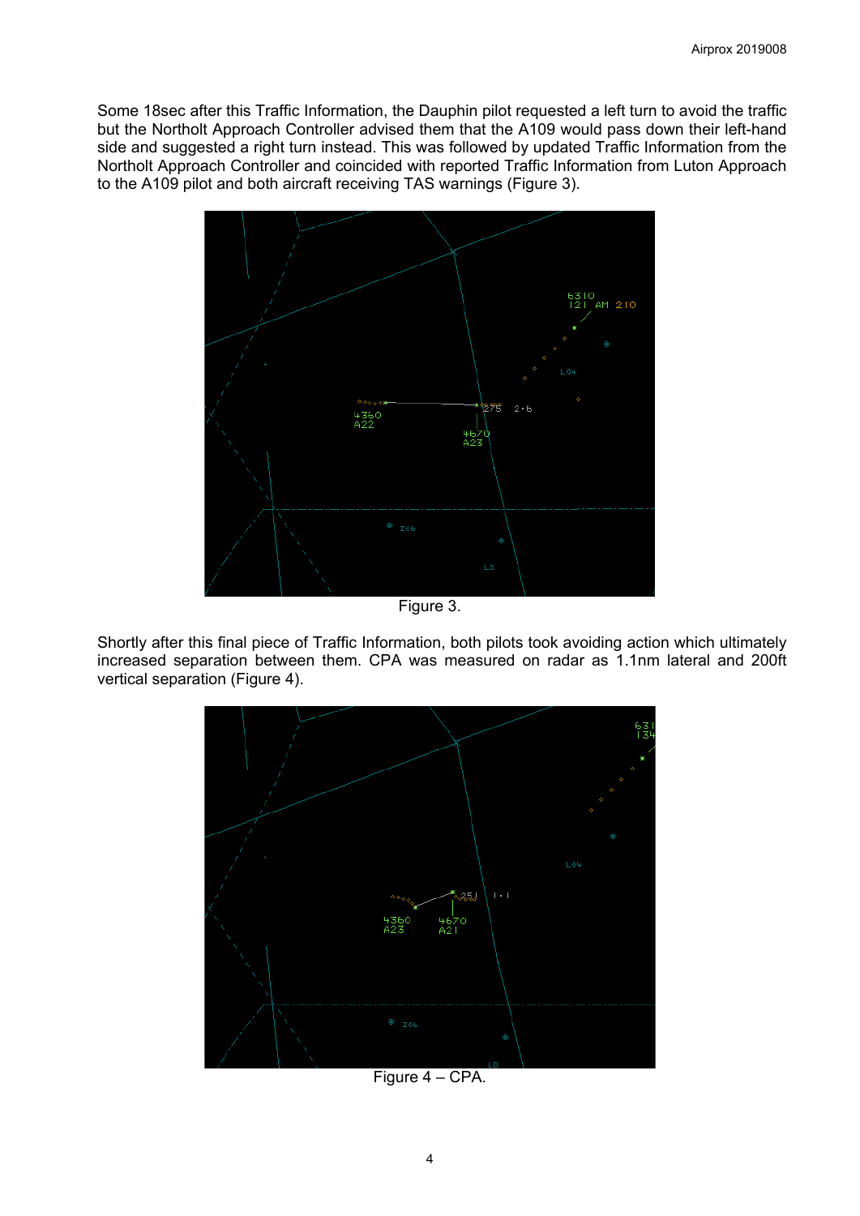Some 18sec after this Traffic Information, the Dauphin pilot requested a left turn to avoid the traffic but the Northolt Approach Controller advised them that the A109 would pass down their left-hand side and suggested a right turn instead. This was followed by updated Traffic Information from the Northolt Approach Controller and coincided with reported Traffic Information from Luton Approach to the A109 pilot and both aircraft receiving TAS warnings (Figure 3).

Figure 3.

Shortly after this final piece of Traffic Information, both pilots took avoiding action which ultimately increased separation between them. CPA was measured on radar as 1.1nm lateral and 200ft vertical separation (Figure 4).

Figure 4 – CPA.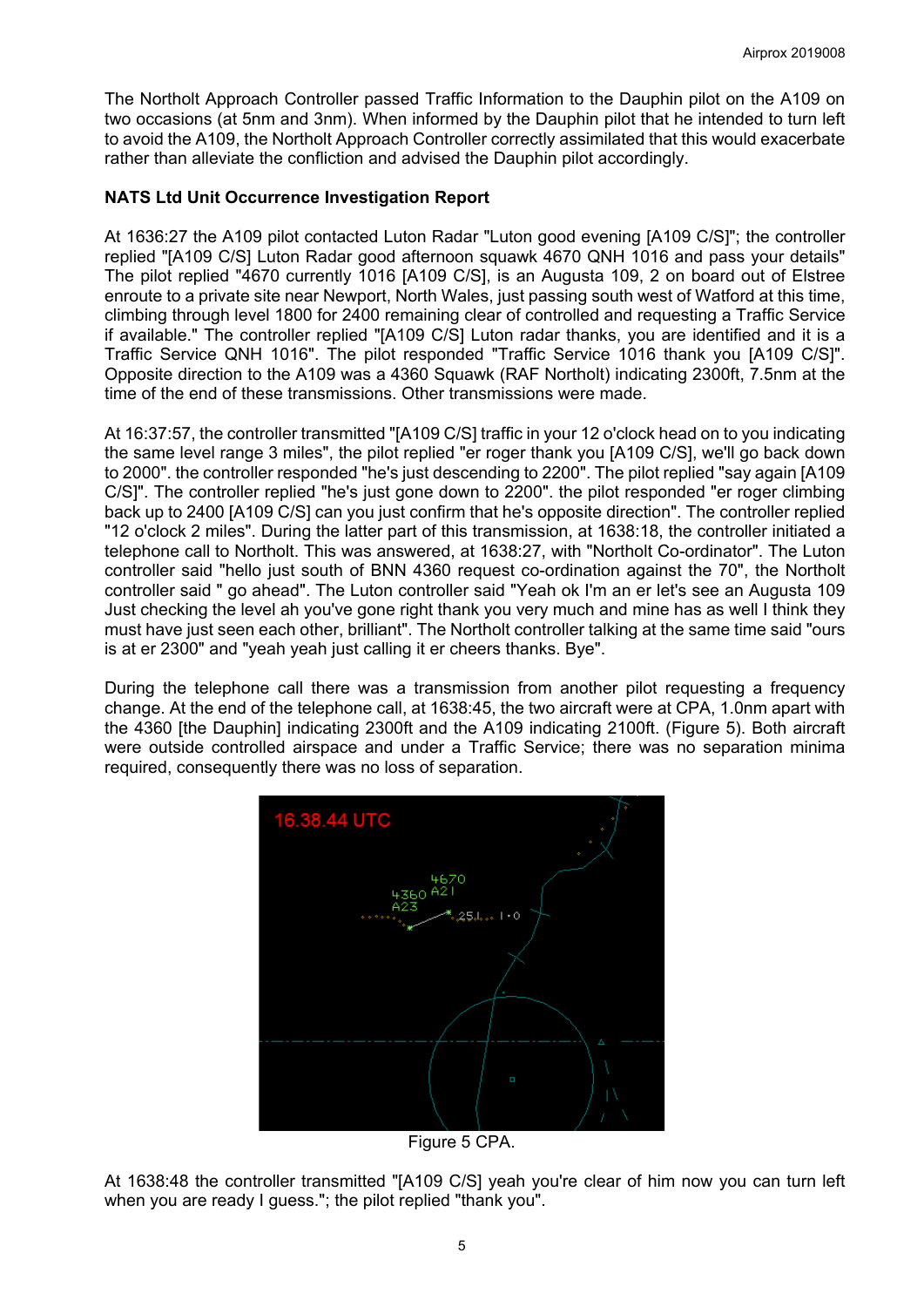The Northolt Approach Controller passed Traffic Information to the Dauphin pilot on the A109 on two occasions (at 5nm and 3nm). When informed by the Dauphin pilot that he intended to turn left to avoid the A109, the Northolt Approach Controller correctly assimilated that this would exacerbate rather than alleviate the confliction and advised the Dauphin pilot accordingly.

**NATS Ltd Unit Occurrence Investigation Report**

At 1636:27 the A109 pilot contacted Luton Radar "Luton good evening [A109 C/S]"; the controller replied "[A109 C/S] Luton Radar good afternoon squawk 4670 QNH 1016 and pass your details" The pilot replied "4670 currently 1016 [A109 C/S], is an Augusta 109, 2 on board out of Elstree enroute to a private site near Newport, North Wales, just passing south west of Watford at this time, climbing through level 1800 for 2400 remaining clear of controlled and requesting a Traffic Service if available." The controller replied "[A109 C/S] Luton radar thanks, you are identified and it is a Traffic Service QNH 1016". The pilot responded "Traffic Service 1016 thank you [A109 C/S]". Opposite direction to the A109 was a 4360 Squawk (RAF Northolt) indicating 2300ft, 7.5nm at the time of the end of these transmissions. Other transmissions were made.

At 16:37:57, the controller transmitted "[A109 C/S] traffic in your 12 o'clock head on to you indicating the same level range 3 miles", the pilot replied "er roger thank you [A109 C/S], we'll go back down to 2000". the controller responded "he's just descending to 2200". The pilot replied "say again [A109 C/S]". The controller replied "he's just gone down to 2200". the pilot responded "er roger climbing back up to 2400 [A109 C/S] can you just confirm that he's opposite direction". The controller replied "12 o'clock 2 miles". During the latter part of this transmission, at 1638:18, the controller initiated a telephone call to Northolt. This was answered, at 1638:27, with "Northolt Co-ordinator". The Luton controller said "hello just south of BNN 4360 request co-ordination against the 70", the Northolt controller said " go ahead". The Luton controller said "Yeah ok I'm an er let's see an Augusta 109 Just checking the level ah you've gone right thank you very much and mine has as well I think they must have just seen each other, brilliant". The Northolt controller talking at the same time said "ours is at er 2300" and "yeah yeah just calling it er cheers thanks. Bye".

During the telephone call there was a transmission from another pilot requesting a frequency change. At the end of the telephone call, at 1638:45, the two aircraft were at CPA, 1.0nm apart with the 4360 [the Dauphin] indicating 2300ft and the A109 indicating 2100ft. (Figure 5). Both aircraft were outside controlled airspace and under a Traffic Service; there was no separation minima required, consequently there was no loss of separation.

Figure 5 CPA.

At 1638:48 the controller transmitted "[A109 C/S] yeah you're clear of him now you can turn left when you are ready I guess."; the pilot replied "thank you".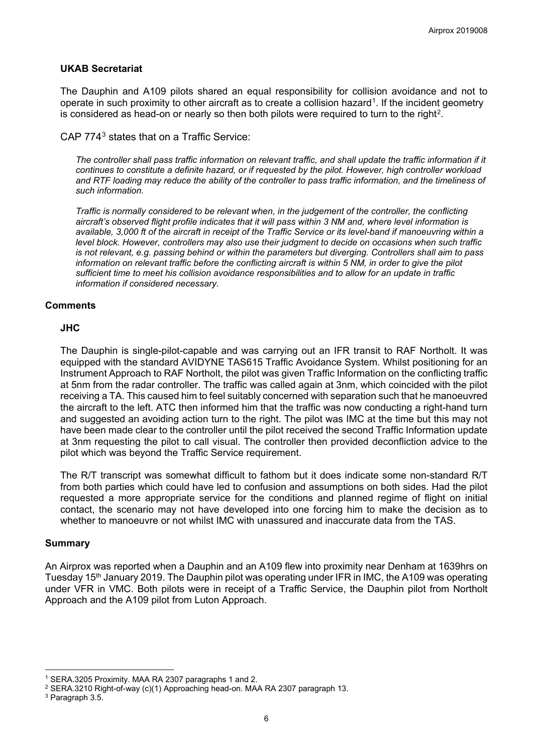### UKAB Secretariat

The Dauphin and A109 pilots shared an equal responsibility for collision avoidance and not to operate in such proximity to other aircraft as to create a collision hazard[1]. If the incident geometry is considered as head-on or nearly so then both pilots were required to turn to the right[2].

CAP 774[3] states that on a Traffic Service:

*The controller shall pass traffic information on relevant traffic, and shall update the traffic information if it continues to constitute a definite hazard, or if requested by the pilot. However, high controller workload and RTF loading may reduce the ability of the controller to pass traffic information, and the timeliness of such information.*

*Traffic is normally considered to be relevant when, in the judgement of the controller, the conflicting aircraft's observed flight profile indicates that it will pass within 3 NM and, where level information is available, 3,000 ft of the aircraft in receipt of the Traffic Service or its level-band if manoeuvring within a level block. However, controllers may also use their judgment to decide on occasions when such traffic is not relevant, e.g. passing behind or within the parameters but diverging. Controllers shall aim to pass information on relevant traffic before the conflicting aircraft is within 5 NM, in order to give the pilot sufficient time to meet his collision avoidance responsibilities and to allow for an update in traffic information if considered necessary.*

## Comments

### JHC

The Dauphin is single-pilot-capable and was carrying out an IFR transit to RAF Northolt. It was equipped with the standard AVIDYNE TAS615 Traffic Avoidance System. Whilst positioning for an Instrument Approach to RAF Northolt, the pilot was given Traffic Information on the conflicting traffic at 5nm from the radar controller. The traffic was called again at 3nm, which coincided with the pilot receiving a TA. This caused him to feel suitably concerned with separation such that he manoeuvred the aircraft to the left. ATC then informed him that the traffic was now conducting a right-hand turn and suggested an avoiding action turn to the right. The pilot was IMC at the time but this may not have been made clear to the controller until the pilot received the second Traffic Information update at 3nm requesting the pilot to call visual. The controller then provided deconfliction advice to the pilot which was beyond the Traffic Service requirement.

The R/T transcript was somewhat difficult to fathom but it does indicate some non-standard R/T from both parties which could have led to confusion and assumptions on both sides. Had the pilot requested a more appropriate service for the conditions and planned regime of flight on initial contact, the scenario may not have developed into one forcing him to make the decision as to whether to manoeuvre or not whilst IMC with unassured and inaccurate data from the TAS.

## Summary

An Airprox was reported when a Dauphin and an A109 flew into proximity near Denham at 1639hrs on Tuesday 15th January 2019. The Dauphin pilot was operating under IFR in IMC, the A109 was operating under VFR in VMC. Both pilots were in receipt of a Traffic Service, the Dauphin pilot from Northolt Approach and the A109 pilot from Luton Approach.

---

[1] SERA.3205 Proximity. MAA RA 2307 paragraphs 1 and 2.

[2] SERA.3210 Right-of-way (c)(1) Approaching head-on. MAA RA 2307 paragraph 13.

[3] Paragraph 3.5.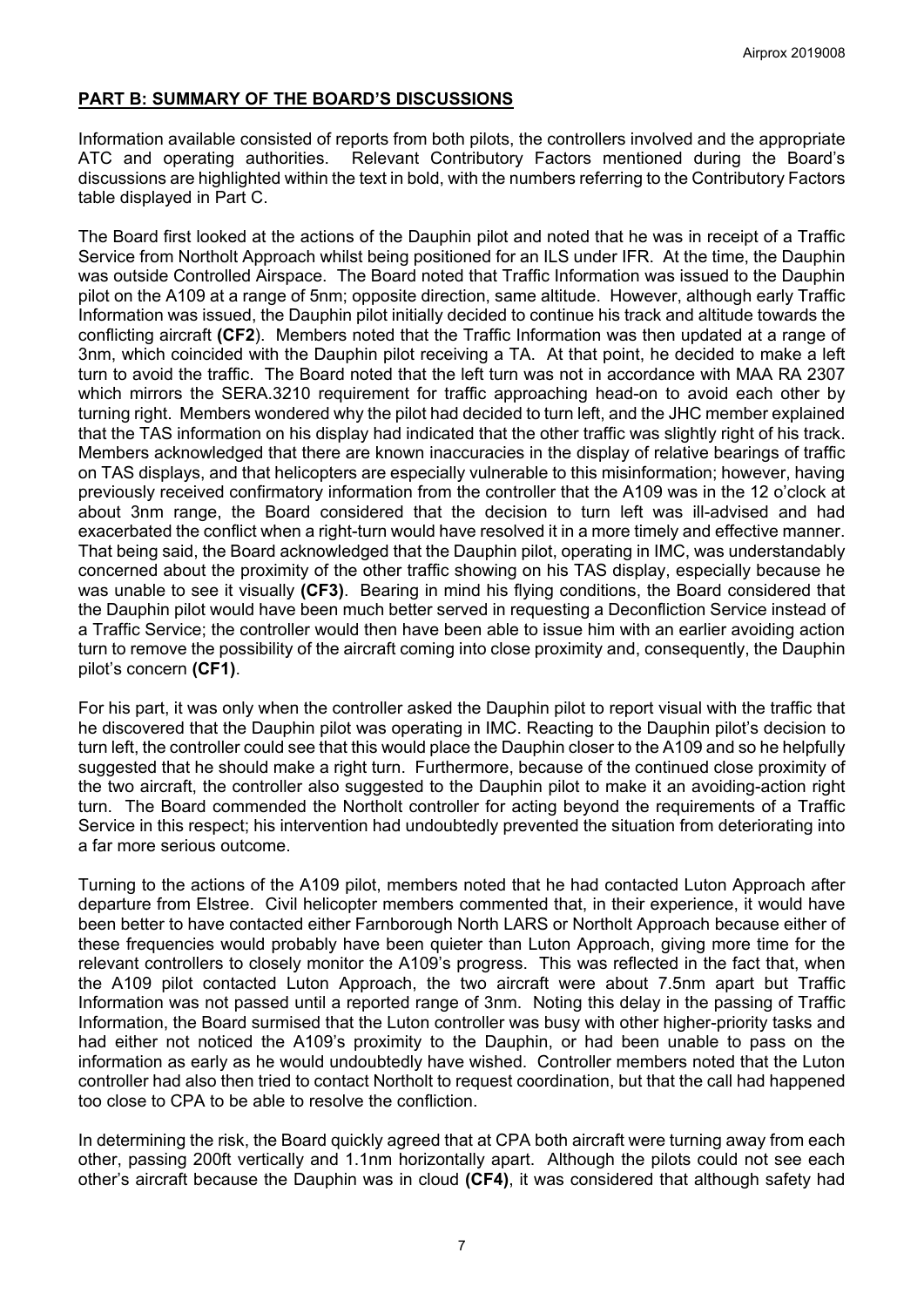## PART B: SUMMARY OF THE BOARD'S DISCUSSIONS

Information available consisted of reports from both pilots, the controllers involved and the appropriate ATC and operating authorities. Relevant Contributory Factors mentioned during the Board's discussions are highlighted within the text in bold, with the numbers referring to the Contributory Factors table displayed in Part C.

The Board first looked at the actions of the Dauphin pilot and noted that he was in receipt of a Traffic Service from Northolt Approach whilst being positioned for an ILS under IFR. At the time, the Dauphin was outside Controlled Airspace. The Board noted that Traffic Information was issued to the Dauphin pilot on the A109 at a range of 5nm; opposite direction, same altitude. However, although early Traffic Information was issued, the Dauphin pilot initially decided to continue his track and altitude towards the conflicting aircraft **(CF2)**. Members noted that the Traffic Information was then updated at a range of 3nm, which coincided with the Dauphin pilot receiving a TA. At that point, he decided to make a left turn to avoid the traffic. The Board noted that the left turn was not in accordance with MAA RA 2307 which mirrors the SERA.3210 requirement for traffic approaching head-on to avoid each other by turning right. Members wondered why the pilot had decided to turn left, and the JHC member explained that the TAS information on his display had indicated that the other traffic was slightly right of his track. Members acknowledged that there are known inaccuracies in the display of relative bearings of traffic on TAS displays, and that helicopters are especially vulnerable to this misinformation; however, having previously received confirmatory information from the controller that the A109 was in the 12 o'clock at about 3nm range, the Board considered that the decision to turn left was ill-advised and had exacerbated the conflict when a right-turn would have resolved it in a more timely and effective manner. That being said, the Board acknowledged that the Dauphin pilot, operating in IMC, was understandably concerned about the proximity of the other traffic showing on his TAS display, especially because he was unable to see it visually **(CF3)**. Bearing in mind his flying conditions, the Board considered that the Dauphin pilot would have been much better served in requesting a Deconfliction Service instead of a Traffic Service; the controller would then have been able to issue him with an earlier avoiding action turn to remove the possibility of the aircraft coming into close proximity and, consequently, the Dauphin pilot's concern **(CF1)**.

For his part, it was only when the controller asked the Dauphin pilot to report visual with the traffic that he discovered that the Dauphin pilot was operating in IMC. Reacting to the Dauphin pilot's decision to turn left, the controller could see that this would place the Dauphin closer to the A109 and so he helpfully suggested that he should make a right turn. Furthermore, because of the continued close proximity of the two aircraft, the controller also suggested to the Dauphin pilot to make it an avoiding-action right turn. The Board commended the Northolt controller for acting beyond the requirements of a Traffic Service in this respect; his intervention had undoubtedly prevented the situation from deteriorating into a far more serious outcome.

Turning to the actions of the A109 pilot, members noted that he had contacted Luton Approach after departure from Elstree. Civil helicopter members commented that, in their experience, it would have been better to have contacted either Farnborough North LARS or Northolt Approach because either of these frequencies would probably have been quieter than Luton Approach, giving more time for the relevant controllers to closely monitor the A109's progress. This was reflected in the fact that, when the A109 pilot contacted Luton Approach, the two aircraft were about 7.5nm apart but Traffic Information was not passed until a reported range of 3nm. Noting this delay in the passing of Traffic Information, the Board surmised that the Luton controller was busy with other higher-priority tasks and had either not noticed the A109's proximity to the Dauphin, or had been unable to pass on the information as early as he would undoubtedly have wished. Controller members noted that the Luton controller had also then tried to contact Northolt to request coordination, but that the call had happened too close to CPA to be able to resolve the confliction.

In determining the risk, the Board quickly agreed that at CPA both aircraft were turning away from each other, passing 200ft vertically and 1.1nm horizontally apart. Although the pilots could not see each other's aircraft because the Dauphin was in cloud **(CF4)**, it was considered that although safety had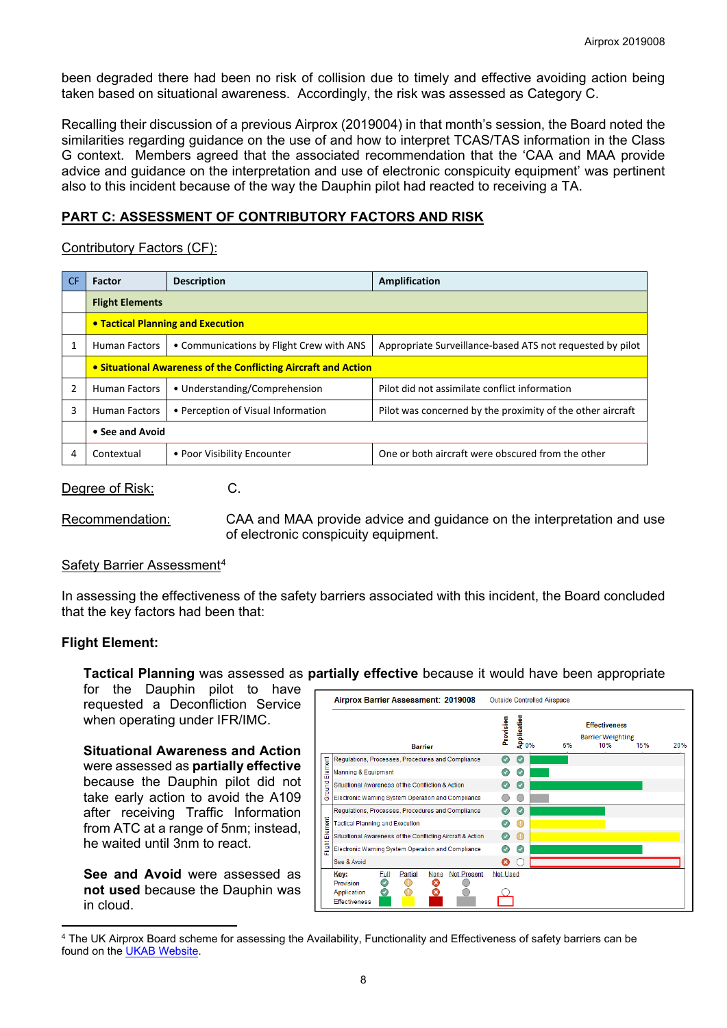been degraded there had been no risk of collision due to timely and effective avoiding action being taken based on situational awareness. Accordingly, the risk was assessed as Category C.

Recalling their discussion of a previous Airprox (2019004) in that month's session, the Board noted the similarities regarding guidance on the use of and how to interpret TCAS/TAS information in the Class G context. Members agreed that the associated recommendation that the 'CAA and MAA provide advice and guidance on the interpretation and use of electronic conspicuity equipment' was pertinent also to this incident because of the way the Dauphin pilot had reacted to receiving a TA.

## PART C: ASSESSMENT OF CONTRIBUTORY FACTORS AND RISK

Contributory Factors (CF):

| CF | Factor | Description | Amplification |
|---|---|---|---|
| | **Flight Elements** | | |
| | **• Tactical Planning and Execution** | | |
| 1 | Human Factors | • Communications by Flight Crew with ANS | Appropriate Surveillance-based ATS not requested by pilot |
| | **• Situational Awareness of the Conflicting Aircraft and Action** | | |
| 2 | Human Factors | • Understanding/Comprehension | Pilot did not assimilate conflict information |
| 3 | Human Factors | • Perception of Visual Information | Pilot was concerned by the proximity of the other aircraft |
| | **• See and Avoid** | | |
| 4 | Contextual | • Poor Visibility Encounter | One or both aircraft were obscured from the other |

Degree of Risk: C.

Recommendation: CAA and MAA provide advice and guidance on the interpretation and use of electronic conspicuity equipment.

Safety Barrier Assessment[4]

In assessing the effectiveness of the safety barriers associated with this incident, the Board concluded that the key factors had been that:

**Flight Element:**

**Tactical Planning** was assessed as **partially effective** because it would have been appropriate for the Dauphin pilot to have requested a Deconfliction Service when operating under IFR/IMC.

**Situational Awareness and Action** were assessed as **partially effective** because the Dauphin pilot did not take early action to avoid the A109 after receiving Traffic Information from ATC at a range of 5nm; instead, he waited until 3nm to react.

**See and Avoid** were assessed as **not used** because the Dauphin was in cloud.

Airprox Barrier Assessment: 2019008
Outside Controlled Airspace
Barrier
Provision
Application
Effectiveness
Barrier Weighting
0% 5% 10% 15% 20%
Ground Element
Regulations, Processes, Procedures and Compliance
Manning & Equipment
Situational Awareness of the Confliction & Action
Electronic Warning System Operation and Compliance
Flight Element
Regulations, Processes, Procedures and Compliance
Tactical Planning and Execution
Situational Awareness of the Conflicting Aircraft & Action
Electronic Warning System Operation and Compliance
See & Avoid
Key: Full Partial None Not Present Not Used
Provision
Application
Effectiveness

[4] The UK Airprox Board scheme for assessing the Availability, Functionality and Effectiveness of safety barriers can be found on the UKAB Website.